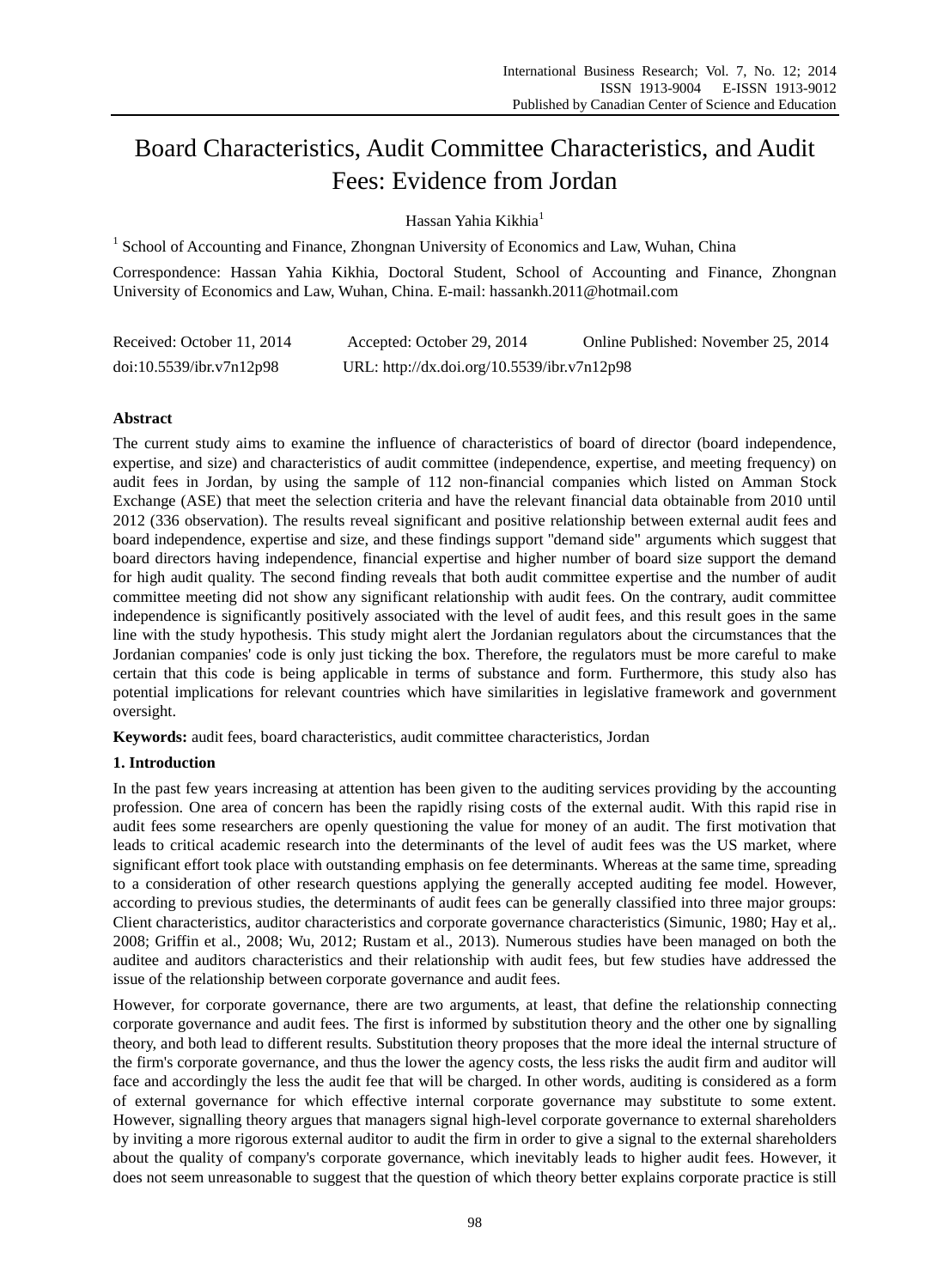# Board Characteristics, Audit Committee Characteristics, and Audit Fees: Evidence from Jordan

Hassan Yahia Kikhia[1]

[1] School of Accounting and Finance, Zhongnan University of Economics and Law, Wuhan, China

Correspondence: Hassan Yahia Kikhia, Doctoral Student, School of Accounting and Finance, Zhongnan University of Economics and Law, Wuhan, China. E-mail: hassankh.2011@hotmail.com

Received: October 11, 2014 Accepted: October 29, 2014 Online Published: November 25, 2014

doi:10.5539/ibr.v7n12p98 URL: http://dx.doi.org/10.5539/ibr.v7n12p98

## Abstract

The current study aims to examine the influence of characteristics of board of director (board independence, expertise, and size) and characteristics of audit committee (independence, expertise, and meeting frequency) on audit fees in Jordan, by using the sample of 112 non-financial companies which listed on Amman Stock Exchange (ASE) that meet the selection criteria and have the relevant financial data obtainable from 2010 until 2012 (336 observation). The results reveal significant and positive relationship between external audit fees and board independence, expertise and size, and these findings support "demand side" arguments which suggest that board directors having independence, financial expertise and higher number of board size support the demand for high audit quality. The second finding reveals that both audit committee expertise and the number of audit committee meeting did not show any significant relationship with audit fees. On the contrary, audit committee independence is significantly positively associated with the level of audit fees, and this result goes in the same line with the study hypothesis. This study might alert the Jordanian regulators about the circumstances that the Jordanian companies' code is only just ticking the box. Therefore, the regulators must be more careful to make certain that this code is being applicable in terms of substance and form. Furthermore, this study also has potential implications for relevant countries which have similarities in legislative framework and government oversight.

**Keywords:** audit fees, board characteristics, audit committee characteristics, Jordan

## 1. Introduction

In the past few years increasing at attention has been given to the auditing services providing by the accounting profession. One area of concern has been the rapidly rising costs of the external audit. With this rapid rise in audit fees some researchers are openly questioning the value for money of an audit. The first motivation that leads to critical academic research into the determinants of the level of audit fees was the US market, where significant effort took place with outstanding emphasis on fee determinants. Whereas at the same time, spreading to a consideration of other research questions applying the generally accepted auditing fee model. However, according to previous studies, the determinants of audit fees can be generally classified into three major groups: Client characteristics, auditor characteristics and corporate governance characteristics (Simunic, 1980; Hay et al,. 2008; Griffin et al., 2008; Wu, 2012; Rustam et al., 2013). Numerous studies have been managed on both the auditee and auditors characteristics and their relationship with audit fees, but few studies have addressed the issue of the relationship between corporate governance and audit fees.

However, for corporate governance, there are two arguments, at least, that define the relationship connecting corporate governance and audit fees. The first is informed by substitution theory and the other one by signalling theory, and both lead to different results. Substitution theory proposes that the more ideal the internal structure of the firm's corporate governance, and thus the lower the agency costs, the less risks the audit firm and auditor will face and accordingly the less the audit fee that will be charged. In other words, auditing is considered as a form of external governance for which effective internal corporate governance may substitute to some extent. However, signalling theory argues that managers signal high-level corporate governance to external shareholders by inviting a more rigorous external auditor to audit the firm in order to give a signal to the external shareholders about the quality of company's corporate governance, which inevitably leads to higher audit fees. However, it does not seem unreasonable to suggest that the question of which theory better explains corporate practice is still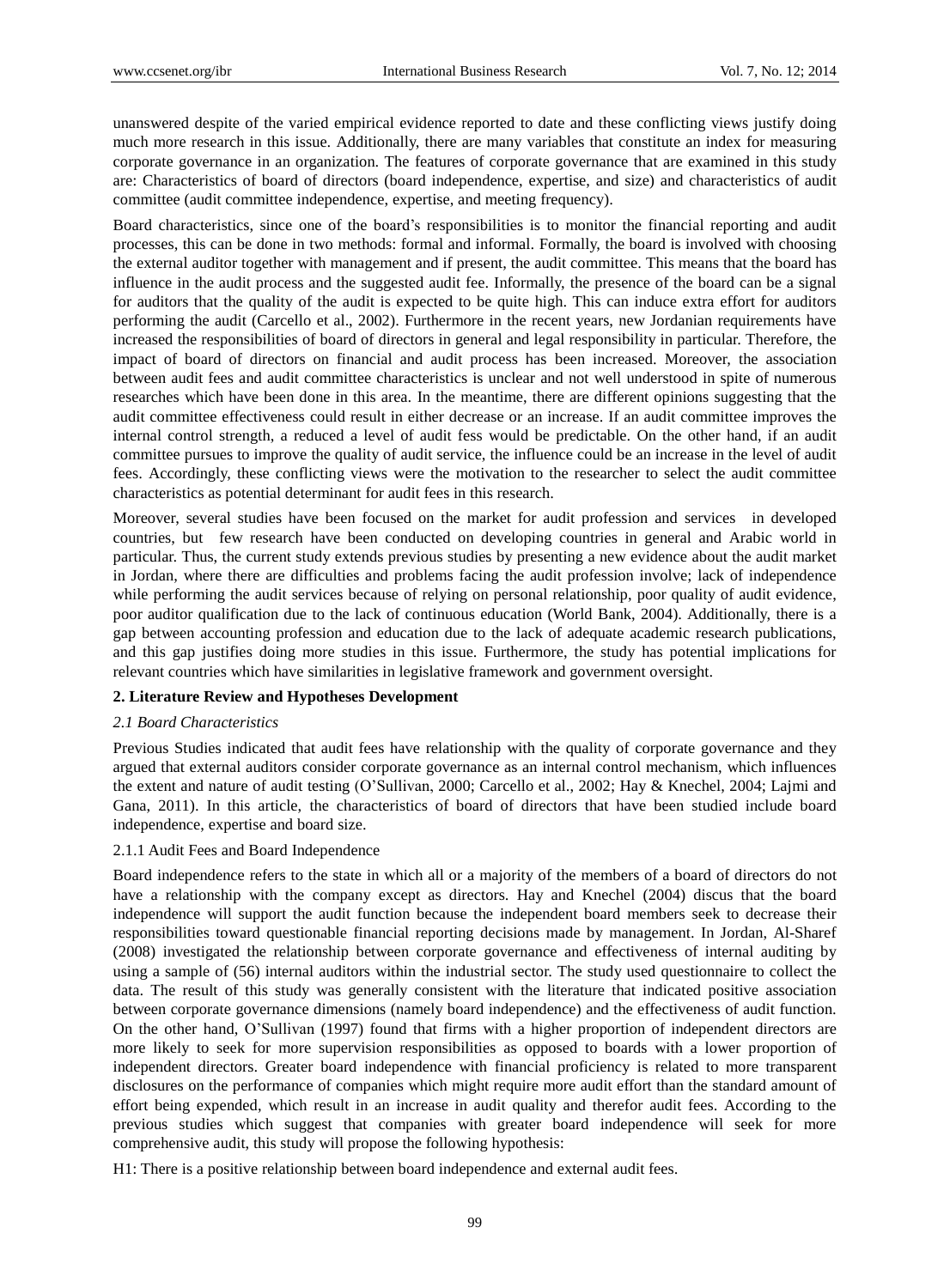unanswered despite of the varied empirical evidence reported to date and these conflicting views justify doing much more research in this issue. Additionally, there are many variables that constitute an index for measuring corporate governance in an organization. The features of corporate governance that are examined in this study are: Characteristics of board of directors (board independence, expertise, and size) and characteristics of audit committee (audit committee independence, expertise, and meeting frequency).

Board characteristics, since one of the board's responsibilities is to monitor the financial reporting and audit processes, this can be done in two methods: formal and informal. Formally, the board is involved with choosing the external auditor together with management and if present, the audit committee. This means that the board has influence in the audit process and the suggested audit fee. Informally, the presence of the board can be a signal for auditors that the quality of the audit is expected to be quite high. This can induce extra effort for auditors performing the audit (Carcello et al., 2002). Furthermore in the recent years, new Jordanian requirements have increased the responsibilities of board of directors in general and legal responsibility in particular. Therefore, the impact of board of directors on financial and audit process has been increased. Moreover, the association between audit fees and audit committee characteristics is unclear and not well understood in spite of numerous researches which have been done in this area. In the meantime, there are different opinions suggesting that the audit committee effectiveness could result in either decrease or an increase. If an audit committee improves the internal control strength, a reduced a level of audit fess would be predictable. On the other hand, if an audit committee pursues to improve the quality of audit service, the influence could be an increase in the level of audit fees. Accordingly, these conflicting views were the motivation to the researcher to select the audit committee characteristics as potential determinant for audit fees in this research.

Moreover, several studies have been focused on the market for audit profession and services in developed countries, but few research have been conducted on developing countries in general and Arabic world in particular. Thus, the current study extends previous studies by presenting a new evidence about the audit market in Jordan, where there are difficulties and problems facing the audit profession involve; lack of independence while performing the audit services because of relying on personal relationship, poor quality of audit evidence, poor auditor qualification due to the lack of continuous education (World Bank, 2004). Additionally, there is a gap between accounting profession and education due to the lack of adequate academic research publications, and this gap justifies doing more studies in this issue. Furthermore, the study has potential implications for relevant countries which have similarities in legislative framework and government oversight.

## 2. Literature Review and Hypotheses Development

### *2.1 Board Characteristics*

Previous Studies indicated that audit fees have relationship with the quality of corporate governance and they argued that external auditors consider corporate governance as an internal control mechanism, which influences the extent and nature of audit testing (O'Sullivan, 2000; Carcello et al., 2002; Hay & Knechel, 2004; Lajmi and Gana, 2011). In this article, the characteristics of board of directors that have been studied include board independence, expertise and board size.

#### 2.1.1 Audit Fees and Board Independence

Board independence refers to the state in which all or a majority of the members of a board of directors do not have a relationship with the company except as directors. Hay and Knechel (2004) discus that the board independence will support the audit function because the independent board members seek to decrease their responsibilities toward questionable financial reporting decisions made by management. In Jordan, Al-Sharef (2008) investigated the relationship between corporate governance and effectiveness of internal auditing by using a sample of (56) internal auditors within the industrial sector. The study used questionnaire to collect the data. The result of this study was generally consistent with the literature that indicated positive association between corporate governance dimensions (namely board independence) and the effectiveness of audit function. On the other hand, O'Sullivan (1997) found that firms with a higher proportion of independent directors are more likely to seek for more supervision responsibilities as opposed to boards with a lower proportion of independent directors. Greater board independence with financial proficiency is related to more transparent disclosures on the performance of companies which might require more audit effort than the standard amount of effort being expended, which result in an increase in audit quality and therefor audit fees. According to the previous studies which suggest that companies with greater board independence will seek for more comprehensive audit, this study will propose the following hypothesis:

H1: There is a positive relationship between board independence and external audit fees.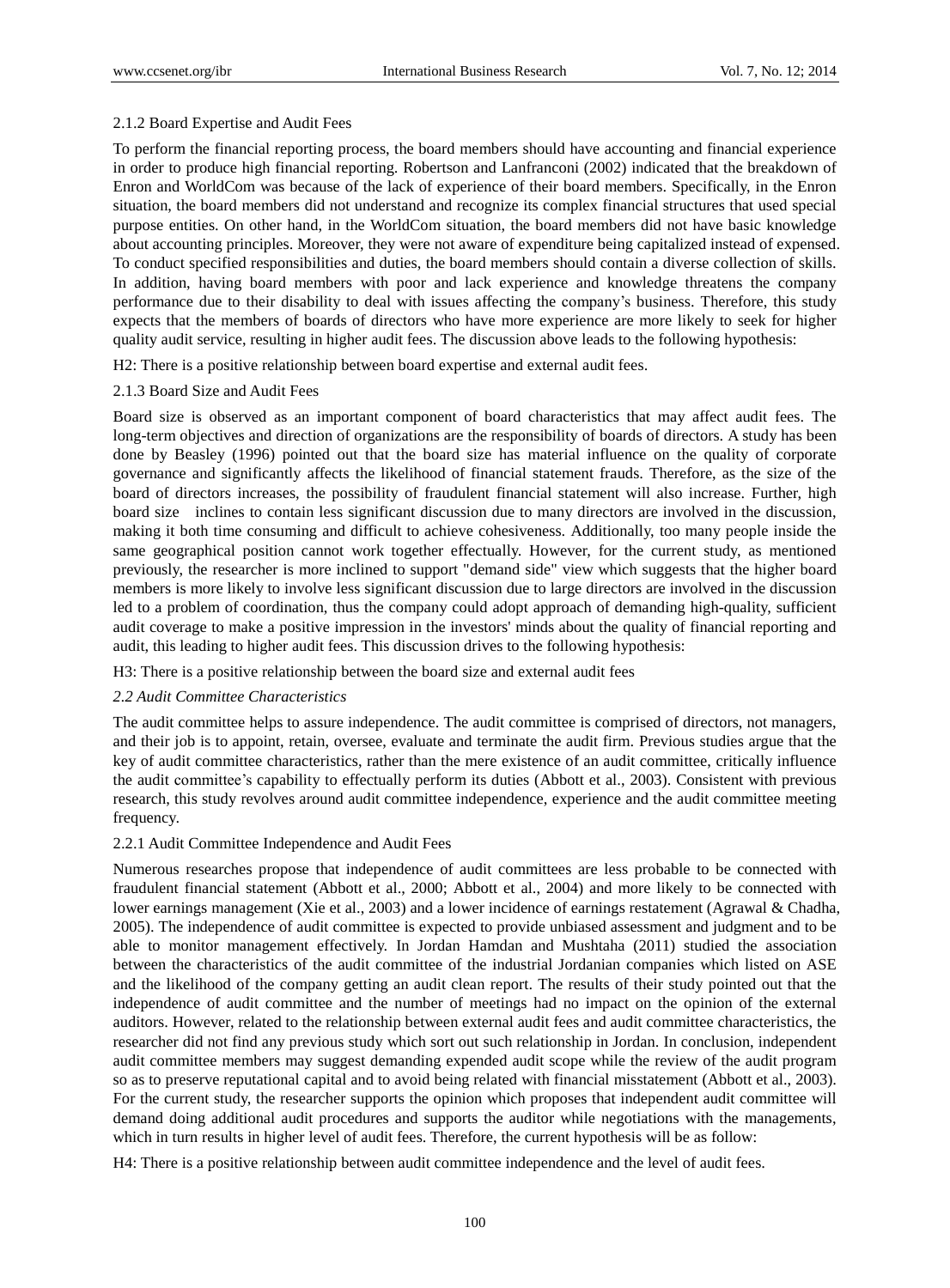#### 2.1.2 Board Expertise and Audit Fees

To perform the financial reporting process, the board members should have accounting and financial experience in order to produce high financial reporting. Robertson and Lanfranconi (2002) indicated that the breakdown of Enron and WorldCom was because of the lack of experience of their board members. Specifically, in the Enron situation, the board members did not understand and recognize its complex financial structures that used special purpose entities. On other hand, in the WorldCom situation, the board members did not have basic knowledge about accounting principles. Moreover, they were not aware of expenditure being capitalized instead of expensed. To conduct specified responsibilities and duties, the board members should contain a diverse collection of skills. In addition, having board members with poor and lack experience and knowledge threatens the company performance due to their disability to deal with issues affecting the company's business. Therefore, this study expects that the members of boards of directors who have more experience are more likely to seek for higher quality audit service, resulting in higher audit fees. The discussion above leads to the following hypothesis:

H2: There is a positive relationship between board expertise and external audit fees.

#### 2.1.3 Board Size and Audit Fees

Board size is observed as an important component of board characteristics that may affect audit fees. The long-term objectives and direction of organizations are the responsibility of boards of directors. A study has been done by Beasley (1996) pointed out that the board size has material influence on the quality of corporate governance and significantly affects the likelihood of financial statement frauds. Therefore, as the size of the board of directors increases, the possibility of fraudulent financial statement will also increase. Further, high board size inclines to contain less significant discussion due to many directors are involved in the discussion, making it both time consuming and difficult to achieve cohesiveness. Additionally, too many people inside the same geographical position cannot work together effectually. However, for the current study, as mentioned previously, the researcher is more inclined to support "demand side" view which suggests that the higher board members is more likely to involve less significant discussion due to large directors are involved in the discussion led to a problem of coordination, thus the company could adopt approach of demanding high-quality, sufficient audit coverage to make a positive impression in the investors' minds about the quality of financial reporting and audit, this leading to higher audit fees. This discussion drives to the following hypothesis:

H3: There is a positive relationship between the board size and external audit fees

### *2.2 Audit Committee Characteristics*

The audit committee helps to assure independence. The audit committee is comprised of directors, not managers, and their job is to appoint, retain, oversee, evaluate and terminate the audit firm. Previous studies argue that the key of audit committee characteristics, rather than the mere existence of an audit committee, critically influence the audit committee's capability to effectually perform its duties (Abbott et al., 2003). Consistent with previous research, this study revolves around audit committee independence, experience and the audit committee meeting frequency.

#### 2.2.1 Audit Committee Independence and Audit Fees

Numerous researches propose that independence of audit committees are less probable to be connected with fraudulent financial statement (Abbott et al., 2000; Abbott et al., 2004) and more likely to be connected with lower earnings management (Xie et al., 2003) and a lower incidence of earnings restatement (Agrawal & Chadha, 2005). The independence of audit committee is expected to provide unbiased assessment and judgment and to be able to monitor management effectively. In Jordan Hamdan and Mushtaha (2011) studied the association between the characteristics of the audit committee of the industrial Jordanian companies which listed on ASE and the likelihood of the company getting an audit clean report. The results of their study pointed out that the independence of audit committee and the number of meetings had no impact on the opinion of the external auditors. However, related to the relationship between external audit fees and audit committee characteristics, the researcher did not find any previous study which sort out such relationship in Jordan. In conclusion, independent audit committee members may suggest demanding expended audit scope while the review of the audit program so as to preserve reputational capital and to avoid being related with financial misstatement (Abbott et al., 2003). For the current study, the researcher supports the opinion which proposes that independent audit committee will demand doing additional audit procedures and supports the auditor while negotiations with the managements, which in turn results in higher level of audit fees. Therefore, the current hypothesis will be as follow:

H4: There is a positive relationship between audit committee independence and the level of audit fees.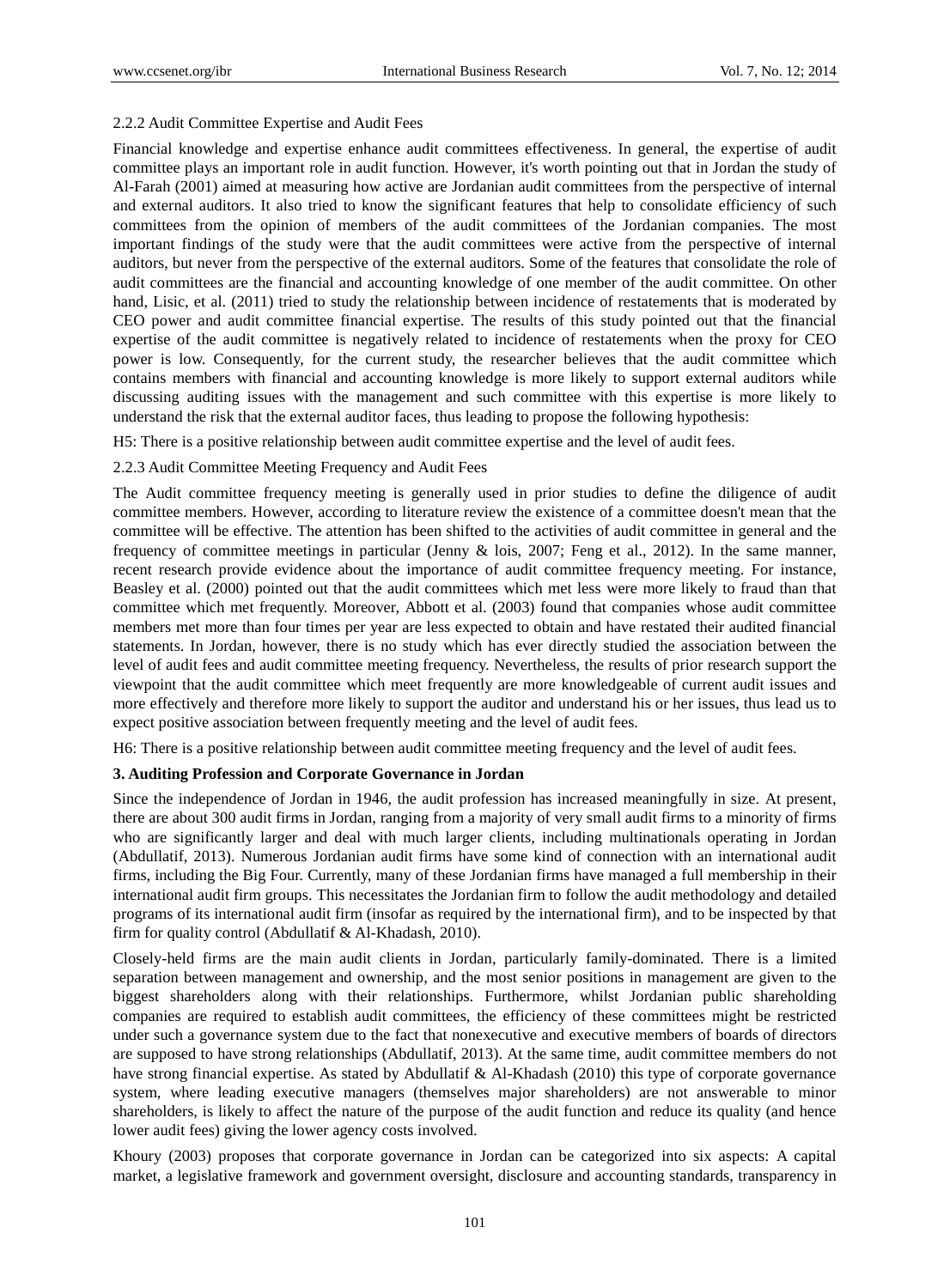### 2.2.2 Audit Committee Expertise and Audit Fees

Financial knowledge and expertise enhance audit committees effectiveness. In general, the expertise of audit committee plays an important role in audit function. However, it's worth pointing out that in Jordan the study of Al-Farah (2001) aimed at measuring how active are Jordanian audit committees from the perspective of internal and external auditors. It also tried to know the significant features that help to consolidate efficiency of such committees from the opinion of members of the audit committees of the Jordanian companies. The most important findings of the study were that the audit committees were active from the perspective of internal auditors, but never from the perspective of the external auditors. Some of the features that consolidate the role of audit committees are the financial and accounting knowledge of one member of the audit committee. On other hand, Lisic, et al. (2011) tried to study the relationship between incidence of restatements that is moderated by CEO power and audit committee financial expertise. The results of this study pointed out that the financial expertise of the audit committee is negatively related to incidence of restatements when the proxy for CEO power is low. Consequently, for the current study, the researcher believes that the audit committee which contains members with financial and accounting knowledge is more likely to support external auditors while discussing auditing issues with the management and such committee with this expertise is more likely to understand the risk that the external auditor faces, thus leading to propose the following hypothesis:

H5: There is a positive relationship between audit committee expertise and the level of audit fees.

### 2.2.3 Audit Committee Meeting Frequency and Audit Fees

The Audit committee frequency meeting is generally used in prior studies to define the diligence of audit committee members. However, according to literature review the existence of a committee doesn't mean that the committee will be effective. The attention has been shifted to the activities of audit committee in general and the frequency of committee meetings in particular (Jenny & lois, 2007; Feng et al., 2012). In the same manner, recent research provide evidence about the importance of audit committee frequency meeting. For instance, Beasley et al. (2000) pointed out that the audit committees which met less were more likely to fraud than that committee which met frequently. Moreover, Abbott et al. (2003) found that companies whose audit committee members met more than four times per year are less expected to obtain and have restated their audited financial statements. In Jordan, however, there is no study which has ever directly studied the association between the level of audit fees and audit committee meeting frequency. Nevertheless, the results of prior research support the viewpoint that the audit committee which meet frequently are more knowledgeable of current audit issues and more effectively and therefore more likely to support the auditor and understand his or her issues, thus lead us to expect positive association between frequently meeting and the level of audit fees.

H6: There is a positive relationship between audit committee meeting frequency and the level of audit fees.

## 3. Auditing Profession and Corporate Governance in Jordan

Since the independence of Jordan in 1946, the audit profession has increased meaningfully in size. At present, there are about 300 audit firms in Jordan, ranging from a majority of very small audit firms to a minority of firms who are significantly larger and deal with much larger clients, including multinationals operating in Jordan (Abdullatif, 2013). Numerous Jordanian audit firms have some kind of connection with an international audit firms, including the Big Four. Currently, many of these Jordanian firms have managed a full membership in their international audit firm groups. This necessitates the Jordanian firm to follow the audit methodology and detailed programs of its international audit firm (insofar as required by the international firm), and to be inspected by that firm for quality control (Abdullatif & Al-Khadash, 2010).

Closely-held firms are the main audit clients in Jordan, particularly family-dominated. There is a limited separation between management and ownership, and the most senior positions in management are given to the biggest shareholders along with their relationships. Furthermore, whilst Jordanian public shareholding companies are required to establish audit committees, the efficiency of these committees might be restricted under such a governance system due to the fact that nonexecutive and executive members of boards of directors are supposed to have strong relationships (Abdullatif, 2013). At the same time, audit committee members do not have strong financial expertise. As stated by Abdullatif & Al-Khadash (2010) this type of corporate governance system, where leading executive managers (themselves major shareholders) are not answerable to minor shareholders, is likely to affect the nature of the purpose of the audit function and reduce its quality (and hence lower audit fees) giving the lower agency costs involved.

Khoury (2003) proposes that corporate governance in Jordan can be categorized into six aspects: A capital market, a legislative framework and government oversight, disclosure and accounting standards, transparency in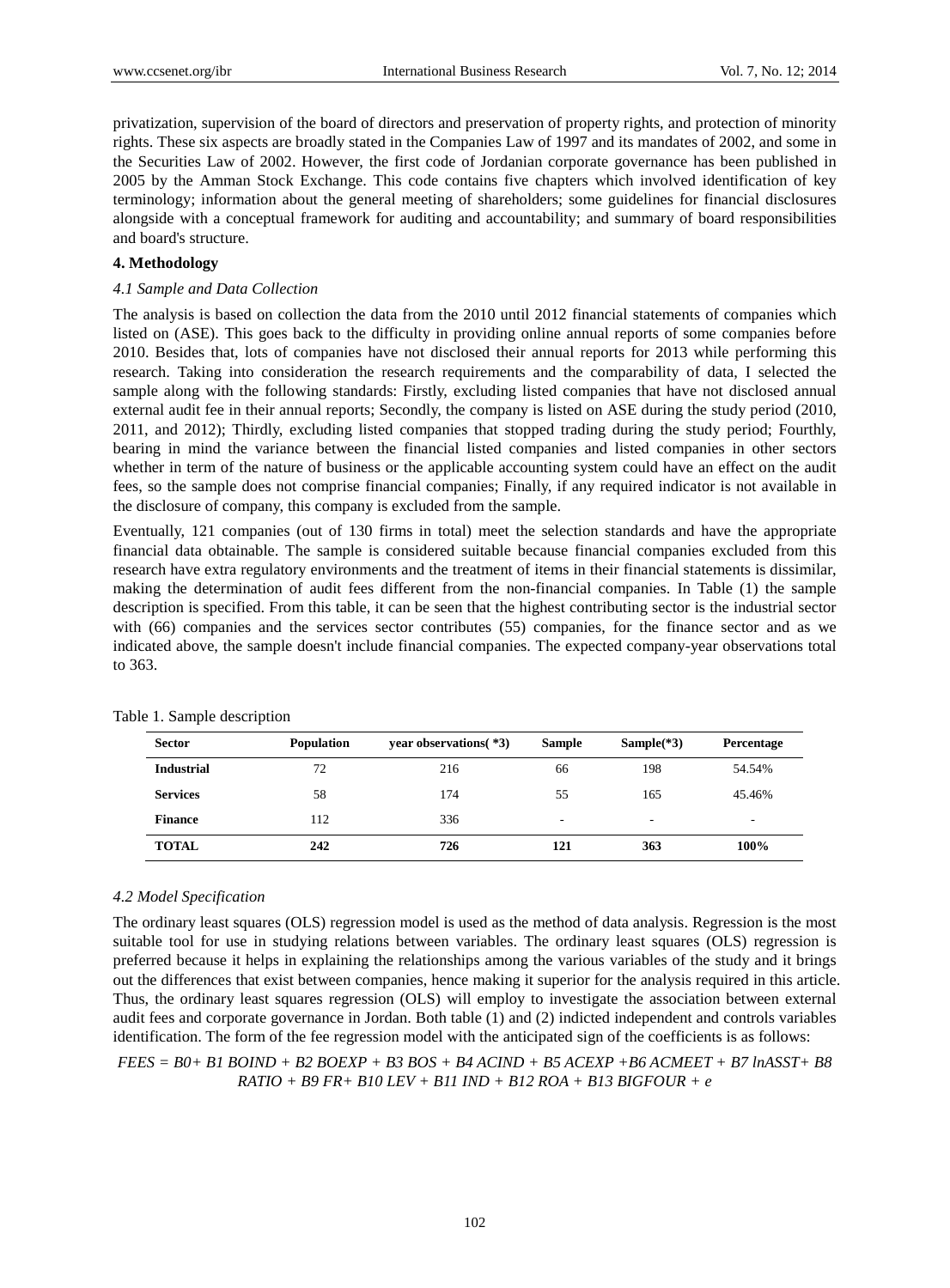privatization, supervision of the board of directors and preservation of property rights, and protection of minority rights. These six aspects are broadly stated in the Companies Law of 1997 and its mandates of 2002, and some in the Securities Law of 2002. However, the first code of Jordanian corporate governance has been published in 2005 by the Amman Stock Exchange. This code contains five chapters which involved identification of key terminology; information about the general meeting of shareholders; some guidelines for financial disclosures alongside with a conceptual framework for auditing and accountability; and summary of board responsibilities and board's structure.

## 4. Methodology

### *4.1 Sample and Data Collection*

The analysis is based on collection the data from the 2010 until 2012 financial statements of companies which listed on (ASE). This goes back to the difficulty in providing online annual reports of some companies before 2010. Besides that, lots of companies have not disclosed their annual reports for 2013 while performing this research. Taking into consideration the research requirements and the comparability of data, I selected the sample along with the following standards: Firstly, excluding listed companies that have not disclosed annual external audit fee in their annual reports; Secondly, the company is listed on ASE during the study period (2010, 2011, and 2012); Thirdly, excluding listed companies that stopped trading during the study period; Fourthly, bearing in mind the variance between the financial listed companies and listed companies in other sectors whether in term of the nature of business or the applicable accounting system could have an effect on the audit fees, so the sample does not comprise financial companies; Finally, if any required indicator is not available in the disclosure of company, this company is excluded from the sample.

Eventually, 121 companies (out of 130 firms in total) meet the selection standards and have the appropriate financial data obtainable. The sample is considered suitable because financial companies excluded from this research have extra regulatory environments and the treatment of items in their financial statements is dissimilar, making the determination of audit fees different from the non-financial companies. In Table (1) the sample description is specified. From this table, it can be seen that the highest contributing sector is the industrial sector with (66) companies and the services sector contributes (55) companies, for the finance sector and as we indicated above, the sample doesn't include financial companies. The expected company-year observations total to 363.

Table 1. Sample description

| Sector | Population | year observations( *3) | Sample | Sample(*3) | Percentage |
|---|---|---|---|---|---|
| **Industrial** | 72 | 216 | 66 | 198 | 54.54% |
| **Services** | 58 | 174 | 55 | 165 | 45.46% |
| **Finance** | 112 | 336 | - | - | - |
| **TOTAL** | **242** | **726** | **121** | **363** | **100%** |

### *4.2 Model Specification*

The ordinary least squares (OLS) regression model is used as the method of data analysis. Regression is the most suitable tool for use in studying relations between variables. The ordinary least squares (OLS) regression is preferred because it helps in explaining the relationships among the various variables of the study and it brings out the differences that exist between companies, hence making it superior for the analysis required in this article. Thus, the ordinary least squares regression (OLS) will employ to investigate the association between external audit fees and corporate governance in Jordan. Both table (1) and (2) indicted independent and controls variables identification. The form of the fee regression model with the anticipated sign of the coefficients is as follows:

$$FEES = B0 + B1\ BOIND + B2\ BOEXP + B3\ BOS + B4\ ACIND + B5\ ACEXP + B6\ ACMEET + B7\ lnASST + B8\ RATIO + B9\ FR + B10\ LEV + B11\ IND + B12\ ROA + B13\ BIGFOUR + e$$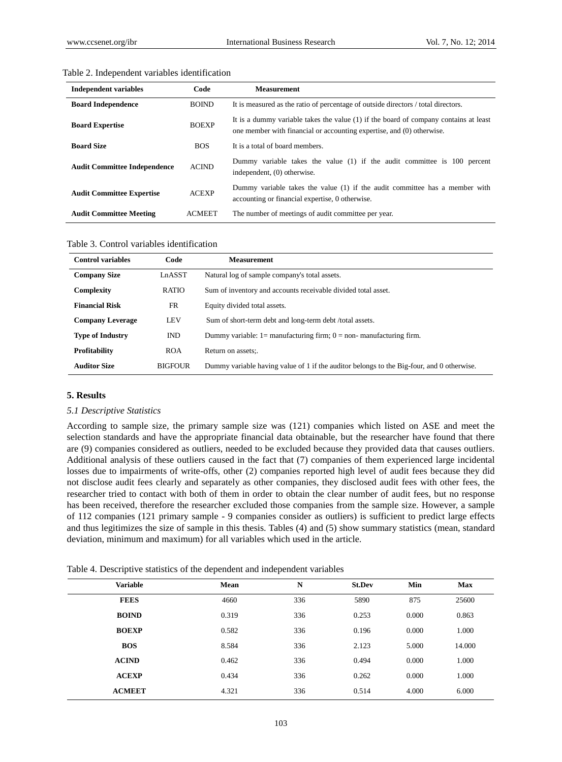Table 2. Independent variables identification

| Independent variables | Code | Measurement |
|---|---|---|
| **Board Independence** | BOIND | It is measured as the ratio of percentage of outside directors / total directors. |
| **Board Expertise** | BOEXP | It is a dummy variable takes the value (1) if the board of company contains at least one member with financial or accounting expertise, and (0) otherwise. |
| **Board Size** | BOS | It is a total of board members. |
| **Audit Committee Independence** | ACIND | Dummy variable takes the value (1) if the audit committee is 100 percent independent, (0) otherwise. |
| **Audit Committee Expertise** | ACEXP | Dummy variable takes the value (1) if the audit committee has a member with accounting or financial expertise, 0 otherwise. |
| **Audit Committee Meeting** | ACMEET | The number of meetings of audit committee per year. |

Table 3. Control variables identification

| Control variables | Code | Measurement |
|---|---|---|
| **Company Size** | LnASST | Natural log of sample company's total assets. |
| **Complexity** | RATIO | Sum of inventory and accounts receivable divided total asset. |
| **Financial Risk** | FR | Equity divided total assets. |
| **Company Leverage** | LEV | Sum of short-term debt and long-term debt /total assets. |
| **Type of Industry** | IND | Dummy variable: 1= manufacturing firm; 0 = non- manufacturing firm. |
| **Profitability** | ROA | Return on assets;. |
| **Auditor Size** | BIGFOUR | Dummy variable having value of 1 if the auditor belongs to the Big-four, and 0 otherwise. |

## 5. Results

### *5.1 Descriptive Statistics*

According to sample size, the primary sample size was (121) companies which listed on ASE and meet the selection standards and have the appropriate financial data obtainable, but the researcher have found that there are (9) companies considered as outliers, needed to be excluded because they provided data that causes outliers. Additional analysis of these outliers caused in the fact that (7) companies of them experienced large incidental losses due to impairments of write-offs, other (2) companies reported high level of audit fees because they did not disclose audit fees clearly and separately as other companies, they disclosed audit fees with other fees, the researcher tried to contact with both of them in order to obtain the clear number of audit fees, but no response has been received, therefore the researcher excluded those companies from the sample size. However, a sample of 112 companies (121 primary sample - 9 companies consider as outliers) is sufficient to predict large effects and thus legitimizes the size of sample in this thesis. Tables (4) and (5) show summary statistics (mean, standard deviation, minimum and maximum) for all variables which used in the article.

Table 4. Descriptive statistics of the dependent and independent variables

| Variable | Mean | N | St.Dev | Min | Max |
|---|---|---|---|---|---|
| **FEES** | 4660 | 336 | 5890 | 875 | 25600 |
| **BOIND** | 0.319 | 336 | 0.253 | 0.000 | 0.863 |
| **BOEXP** | 0.582 | 336 | 0.196 | 0.000 | 1.000 |
| **BOS** | 8.584 | 336 | 2.123 | 5.000 | 14.000 |
| **ACIND** | 0.462 | 336 | 0.494 | 0.000 | 1.000 |
| **ACEXP** | 0.434 | 336 | 0.262 | 0.000 | 1.000 |
| **ACMEET** | 4.321 | 336 | 0.514 | 4.000 | 6.000 |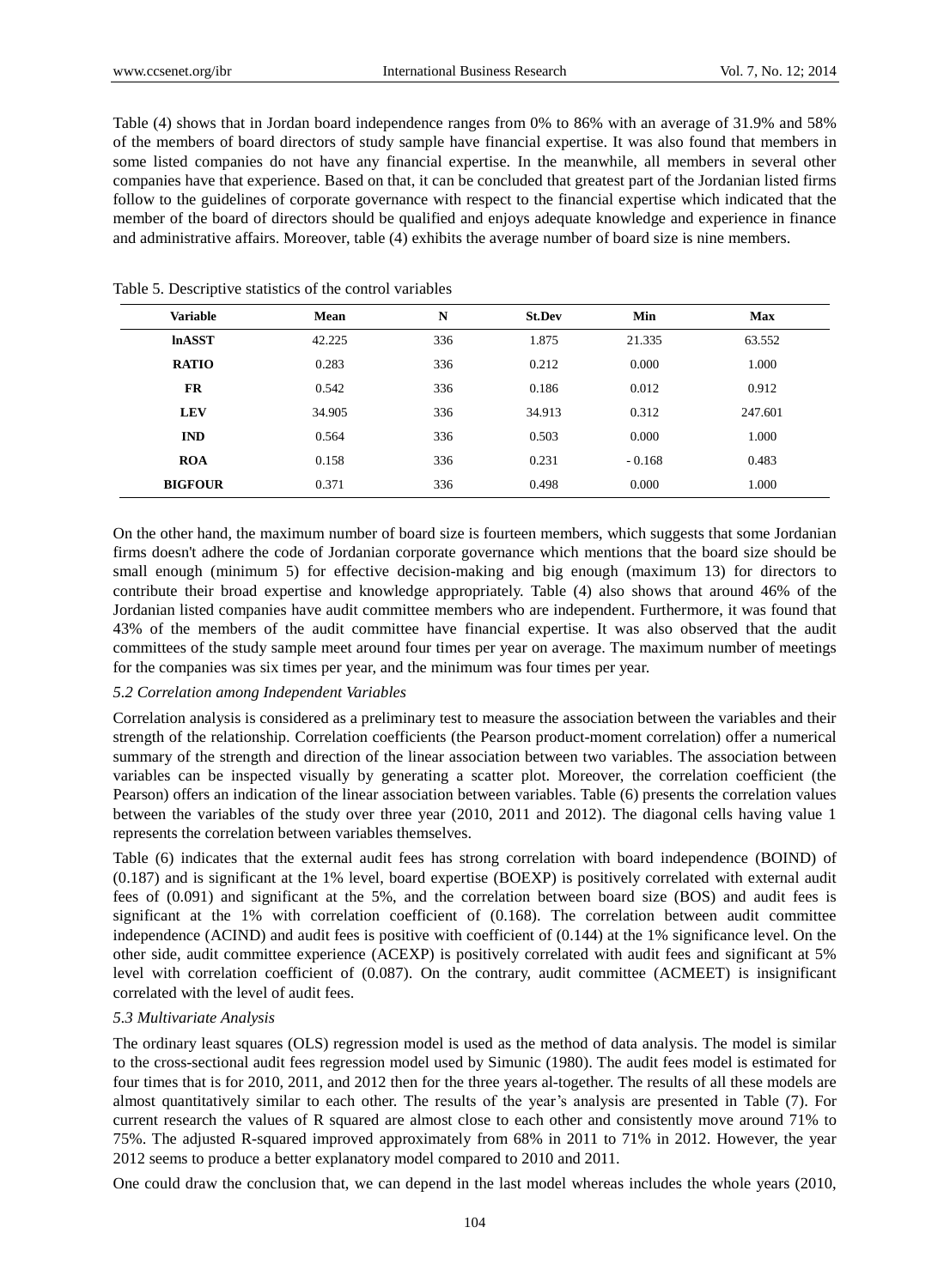Table (4) shows that in Jordan board independence ranges from 0% to 86% with an average of 31.9% and 58% of the members of board directors of study sample have financial expertise. It was also found that members in some listed companies do not have any financial expertise. In the meanwhile, all members in several other companies have that experience. Based on that, it can be concluded that greatest part of the Jordanian listed firms follow to the guidelines of corporate governance with respect to the financial expertise which indicated that the member of the board of directors should be qualified and enjoys adequate knowledge and experience in finance and administrative affairs. Moreover, table (4) exhibits the average number of board size is nine members.

Table 5. Descriptive statistics of the control variables

| Variable | Mean | N | St.Dev | Min | Max |
|---|---|---|---|---|---|
| **lnASST** | 42.225 | 336 | 1.875 | 21.335 | 63.552 |
| **RATIO** | 0.283 | 336 | 0.212 | 0.000 | 1.000 |
| **FR** | 0.542 | 336 | 0.186 | 0.012 | 0.912 |
| **LEV** | 34.905 | 336 | 34.913 | 0.312 | 247.601 |
| **IND** | 0.564 | 336 | 0.503 | 0.000 | 1.000 |
| **ROA** | 0.158 | 336 | 0.231 | - 0.168 | 0.483 |
| **BIGFOUR** | 0.371 | 336 | 0.498 | 0.000 | 1.000 |

On the other hand, the maximum number of board size is fourteen members, which suggests that some Jordanian firms doesn't adhere the code of Jordanian corporate governance which mentions that the board size should be small enough (minimum 5) for effective decision-making and big enough (maximum 13) for directors to contribute their broad expertise and knowledge appropriately. Table (4) also shows that around 46% of the Jordanian listed companies have audit committee members who are independent. Furthermore, it was found that 43% of the members of the audit committee have financial expertise. It was also observed that the audit committees of the study sample meet around four times per year on average. The maximum number of meetings for the companies was six times per year, and the minimum was four times per year.

*5.2 Correlation among Independent Variables*

Correlation analysis is considered as a preliminary test to measure the association between the variables and their strength of the relationship. Correlation coefficients (the Pearson product-moment correlation) offer a numerical summary of the strength and direction of the linear association between two variables. The association between variables can be inspected visually by generating a scatter plot. Moreover, the correlation coefficient (the Pearson) offers an indication of the linear association between variables. Table (6) presents the correlation values between the variables of the study over three year (2010, 2011 and 2012). The diagonal cells having value 1 represents the correlation between variables themselves.

Table (6) indicates that the external audit fees has strong correlation with board independence (BOIND) of (0.187) and is significant at the 1% level, board expertise (BOEXP) is positively correlated with external audit fees of (0.091) and significant at the 5%, and the correlation between board size (BOS) and audit fees is significant at the 1% with correlation coefficient of (0.168). The correlation between audit committee independence (ACIND) and audit fees is positive with coefficient of (0.144) at the 1% significance level. On the other side, audit committee experience (ACEXP) is positively correlated with audit fees and significant at 5% level with correlation coefficient of (0.087). On the contrary, audit committee (ACMEET) is insignificant correlated with the level of audit fees.

*5.3 Multivariate Analysis*

The ordinary least squares (OLS) regression model is used as the method of data analysis. The model is similar to the cross-sectional audit fees regression model used by Simunic (1980). The audit fees model is estimated for four times that is for 2010, 2011, and 2012 then for the three years al-together. The results of all these models are almost quantitatively similar to each other. The results of the year's analysis are presented in Table (7). For current research the values of R squared are almost close to each other and consistently move around 71% to 75%. The adjusted R-squared improved approximately from 68% in 2011 to 71% in 2012. However, the year 2012 seems to produce a better explanatory model compared to 2010 and 2011.

One could draw the conclusion that, we can depend in the last model whereas includes the whole years (2010,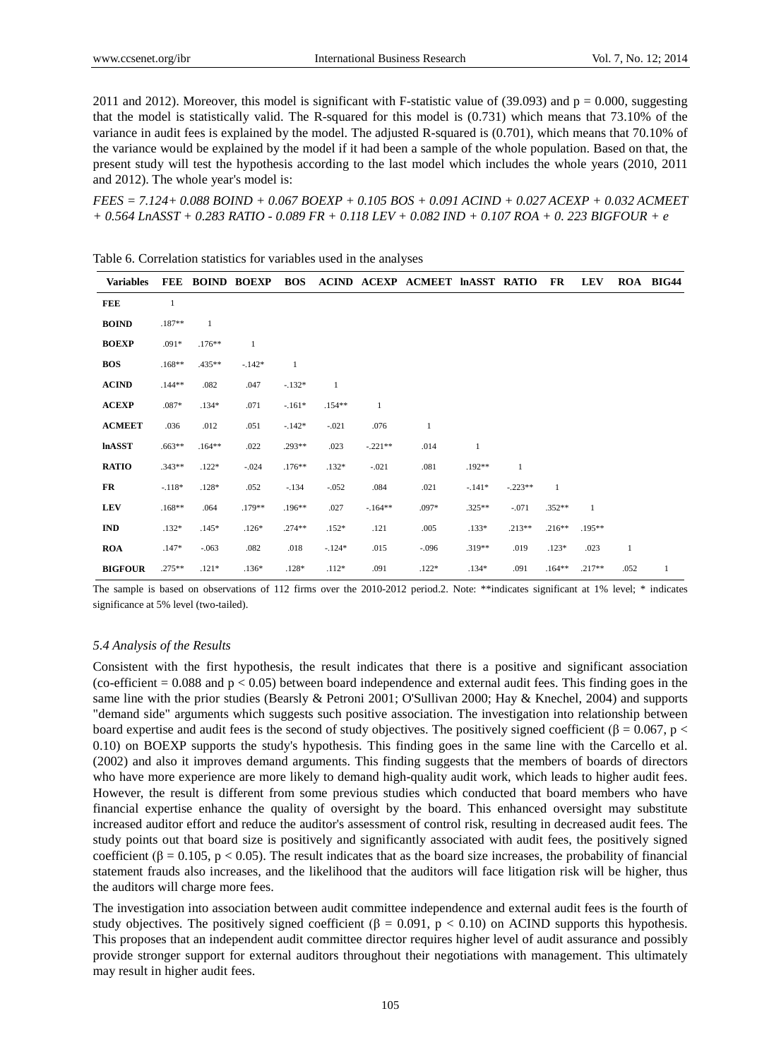2011 and 2012). Moreover, this model is significant with F-statistic value of (39.093) and p = 0.000, suggesting that the model is statistically valid. The R-squared for this model is (0.731) which means that 73.10% of the variance in audit fees is explained by the model. The adjusted R-squared is (0.701), which means that 70.10% of the variance would be explained by the model if it had been a sample of the whole population. Based on that, the present study will test the hypothesis according to the last model which includes the whole years (2010, 2011 and 2012). The whole year's model is:

*FEES = 7.124+ 0.088 BOIND + 0.067 BOEXP + 0.105 BOS + 0.091 ACIND + 0.027 ACEXP + 0.032 ACMEET + 0.564 LnASST + 0.283 RATIO - 0.089 FR + 0.118 LEV + 0.082 IND + 0.107 ROA + 0. 223 BIGFOUR + e*

Table 6. Correlation statistics for variables used in the analyses

| Variables | FEE | BOIND | BOEXP | BOS | ACIND | ACEXP | ACMEET | lnASST | RATIO | FR | LEV | ROA | BIG44 |
|---|---|---|---|---|---|---|---|---|---|---|---|---|---|
| **FEE** | 1 | | | | | | | | | | | | |
| **BOIND** | .187** | 1 | | | | | | | | | | | |
| **BOEXP** | .091* | .176** | 1 | | | | | | | | | | |
| **BOS** | .168** | .435** | -.142* | 1 | | | | | | | | | |
| **ACIND** | .144** | .082 | .047 | -.132* | 1 | | | | | | | | |
| **ACEXP** | .087* | .134* | .071 | -.161* | .154** | 1 | | | | | | | |
| **ACMEET** | .036 | .012 | .051 | -.142* | -.021 | .076 | 1 | | | | | | |
| **lnASST** | .663** | .164** | .022 | .293** | .023 | -.221** | .014 | 1 | | | | | |
| **RATIO** | .343** | .122* | -.024 | .176** | .132* | -.021 | .081 | .192** | 1 | | | | |
| **FR** | -.118* | .128* | .052 | -.134 | -.052 | .084 | .021 | -.141* | -.223** | 1 | | | |
| **LEV** | .168** | .064 | .179** | .196** | .027 | -.164** | .097* | .325** | -.071 | .352** | 1 | | |
| **IND** | .132* | .145* | .126* | .274** | .152* | .121 | .005 | .133* | .213** | .216** | .195** | | |
| **ROA** | .147* | -.063 | .082 | .018 | -.124* | .015 | -.096 | .319** | .019 | .123* | .023 | 1 | |
| **BIGFOUR** | .275** | .121* | .136* | .128* | .112* | .091 | .122* | .134* | .091 | .164** | .217** | .052 | 1 |

The sample is based on observations of 112 firms over the 2010-2012 period.2. Note: **indicates significant at 1% level; * indicates significance at 5% level (two-tailed).

### *5.4 Analysis of the Results*

Consistent with the first hypothesis, the result indicates that there is a positive and significant association (co-efficient = 0.088 and $p < 0.05$) between board independence and external audit fees. This finding goes in the same line with the prior studies (Bearsly & Petroni 2001; O'Sullivan 2000; Hay & Knechel, 2004) and supports "demand side" arguments which suggests such positive association. The investigation into relationship between board expertise and audit fees is the second of study objectives. The positively signed coefficient ($\beta = 0.067$, $p < 0.10$) on BOEXP supports the study's hypothesis. This finding goes in the same line with the Carcello et al. (2002) and also it improves demand arguments. This finding suggests that the members of boards of directors who have more experience are more likely to demand high-quality audit work, which leads to higher audit fees. However, the result is different from some previous studies which conducted that board members who have financial expertise enhance the quality of oversight by the board. This enhanced oversight may substitute increased auditor effort and reduce the auditor's assessment of control risk, resulting in decreased audit fees. The study points out that board size is positively and significantly associated with audit fees, the positively signed coefficient ($\beta = 0.105$, $p < 0.05$). The result indicates that as the board size increases, the probability of financial statement frauds also increases, and the likelihood that the auditors will face litigation risk will be higher, thus the auditors will charge more fees.

The investigation into association between audit committee independence and external audit fees is the fourth of study objectives. The positively signed coefficient ($\beta = 0.091$, $p < 0.10$) on ACIND supports this hypothesis. This proposes that an independent audit committee director requires higher level of audit assurance and possibly provide stronger support for external auditors throughout their negotiations with management. This ultimately may result in higher audit fees.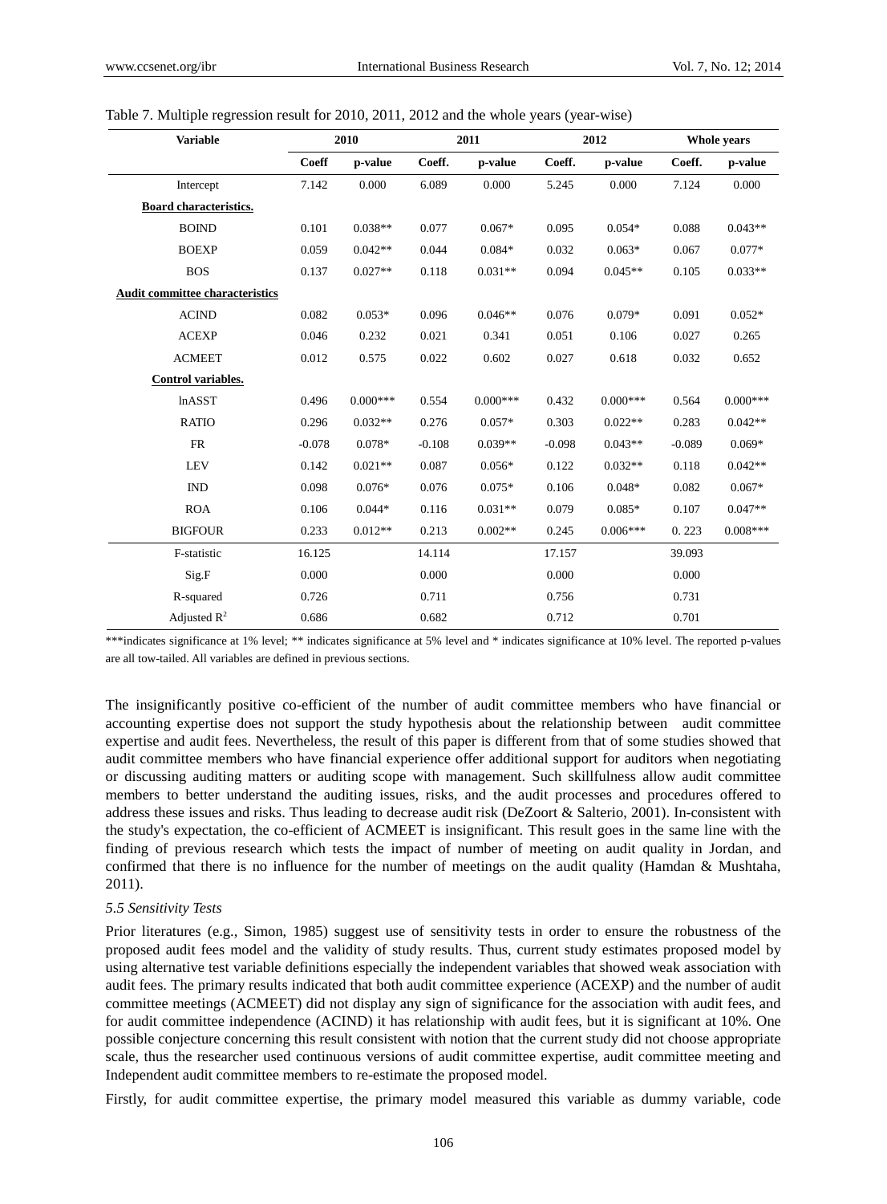Table 7. Multiple regression result for 2010, 2011, 2012 and the whole years (year-wise)

| Variable | 2010 | | 2011 | | 2012 | | Whole years | |
|---|---|---|---|---|---|---|---|---|
| | Coeff | p-value | Coeff. | p-value | Coeff. | p-value | Coeff. | p-value |
| Intercept | 7.142 | 0.000 | 6.089 | 0.000 | 5.245 | 0.000 | 7.124 | 0.000 |
| **Board characteristics.** | | | | | | | | |
| BOIND | 0.101 | 0.038** | 0.077 | 0.067* | 0.095 | 0.054* | 0.088 | 0.043** |
| BOEXP | 0.059 | 0.042** | 0.044 | 0.084* | 0.032 | 0.063* | 0.067 | 0.077* |
| BOS | 0.137 | 0.027** | 0.118 | 0.031** | 0.094 | 0.045** | 0.105 | 0.033** |
| **Audit committee characteristics** | | | | | | | | |
| ACIND | 0.082 | 0.053* | 0.096 | 0.046** | 0.076 | 0.079* | 0.091 | 0.052* |
| ACEXP | 0.046 | 0.232 | 0.021 | 0.341 | 0.051 | 0.106 | 0.027 | 0.265 |
| ACMEET | 0.012 | 0.575 | 0.022 | 0.602 | 0.027 | 0.618 | 0.032 | 0.652 |
| **Control variables.** | | | | | | | | |
| lnASST | 0.496 | 0.000*** | 0.554 | 0.000*** | 0.432 | 0.000*** | 0.564 | 0.000*** |
| RATIO | 0.296 | 0.032** | 0.276 | 0.057* | 0.303 | 0.022** | 0.283 | 0.042** |
| FR | -0.078 | 0.078* | -0.108 | 0.039** | -0.098 | 0.043** | -0.089 | 0.069* |
| LEV | 0.142 | 0.021** | 0.087 | 0.056* | 0.122 | 0.032** | 0.118 | 0.042** |
| IND | 0.098 | 0.076* | 0.076 | 0.075* | 0.106 | 0.048* | 0.082 | 0.067* |
| ROA | 0.106 | 0.044* | 0.116 | 0.031** | 0.079 | 0.085* | 0.107 | 0.047** |
| BIGFOUR | 0.233 | 0.012** | 0.213 | 0.002** | 0.245 | 0.006*** | 0. 223 | 0.008*** |
| F-statistic | 16.125 | | 14.114 | | 17.157 | | 39.093 | |
| Sig.F | 0.000 | | 0.000 | | 0.000 | | 0.000 | |
| R-squared | 0.726 | | 0.711 | | 0.756 | | 0.731 | |
| Adjusted $R^2$ | 0.686 | | 0.682 | | 0.712 | | 0.701 | |

***indicates significance at 1% level; ** indicates significance at 5% level and * indicates significance at 10% level. The reported p-values are all tow-tailed. All variables are defined in previous sections.

The insignificantly positive co-efficient of the number of audit committee members who have financial or accounting expertise does not support the study hypothesis about the relationship between audit committee expertise and audit fees. Nevertheless, the result of this paper is different from that of some studies showed that audit committee members who have financial experience offer additional support for auditors when negotiating or discussing auditing matters or auditing scope with management. Such skillfulness allow audit committee members to better understand the auditing issues, risks, and the audit processes and procedures offered to address these issues and risks. Thus leading to decrease audit risk (DeZoort & Salterio, 2001). In-consistent with the study's expectation, the co-efficient of ACMEET is insignificant. This result goes in the same line with the finding of previous research which tests the impact of number of meeting on audit quality in Jordan, and confirmed that there is no influence for the number of meetings on the audit quality (Hamdan & Mushtaha, 2011).

### *5.5 Sensitivity Tests*

Prior literatures (e.g., Simon, 1985) suggest use of sensitivity tests in order to ensure the robustness of the proposed audit fees model and the validity of study results. Thus, current study estimates proposed model by using alternative test variable definitions especially the independent variables that showed weak association with audit fees. The primary results indicated that both audit committee experience (ACEXP) and the number of audit committee meetings (ACMEET) did not display any sign of significance for the association with audit fees, and for audit committee independence (ACIND) it has relationship with audit fees, but it is significant at 10%. One possible conjecture concerning this result consistent with notion that the current study did not choose appropriate scale, thus the researcher used continuous versions of audit committee expertise, audit committee meeting and Independent audit committee members to re-estimate the proposed model.

Firstly, for audit committee expertise, the primary model measured this variable as dummy variable, code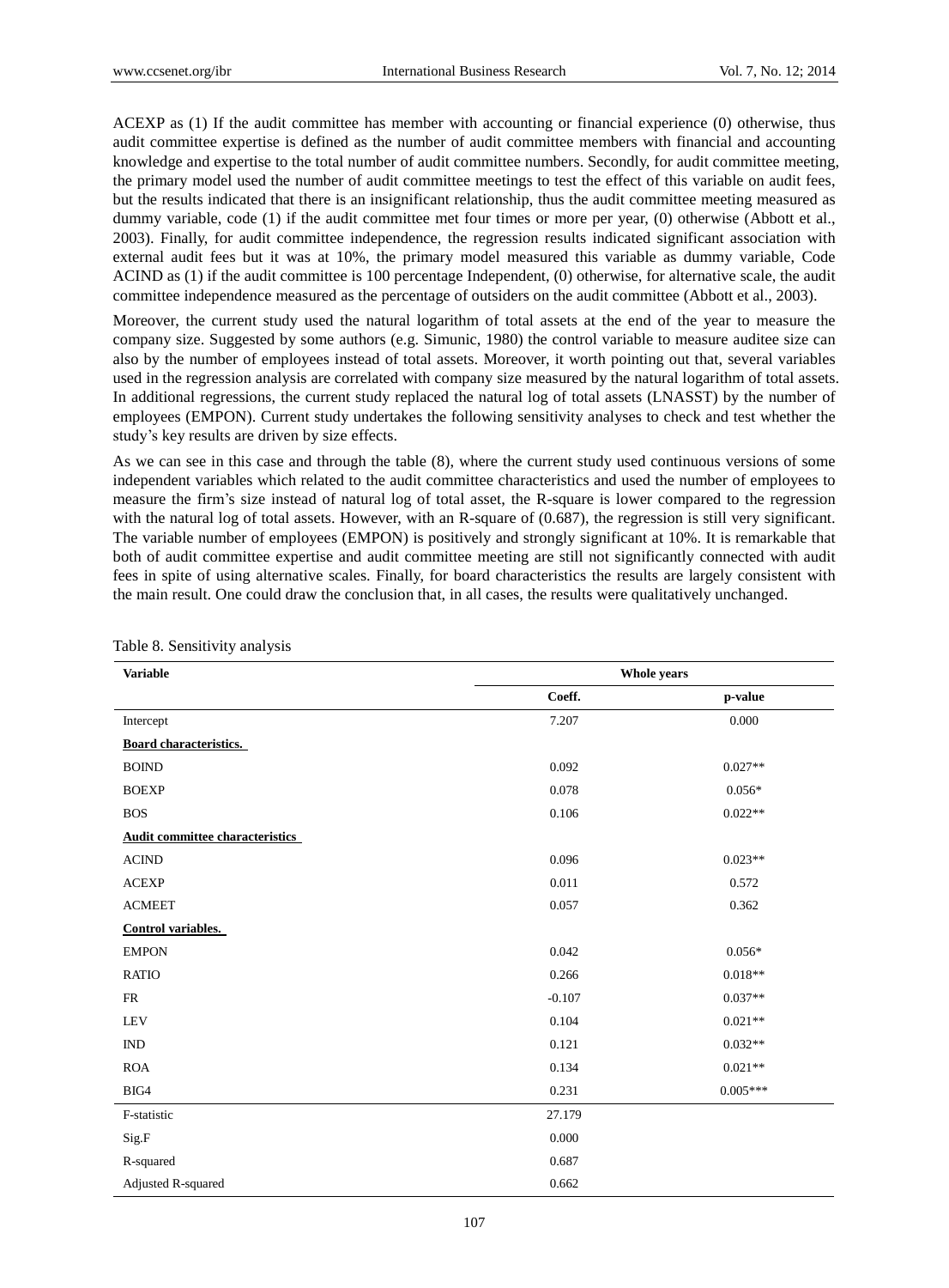ACEXP as (1) If the audit committee has member with accounting or financial experience (0) otherwise, thus audit committee expertise is defined as the number of audit committee members with financial and accounting knowledge and expertise to the total number of audit committee numbers. Secondly, for audit committee meeting, the primary model used the number of audit committee meetings to test the effect of this variable on audit fees, but the results indicated that there is an insignificant relationship, thus the audit committee meeting measured as dummy variable, code (1) if the audit committee met four times or more per year, (0) otherwise (Abbott et al., 2003). Finally, for audit committee independence, the regression results indicated significant association with external audit fees but it was at 10%, the primary model measured this variable as dummy variable, Code ACIND as (1) if the audit committee is 100 percentage Independent, (0) otherwise, for alternative scale, the audit committee independence measured as the percentage of outsiders on the audit committee (Abbott et al., 2003).

Moreover, the current study used the natural logarithm of total assets at the end of the year to measure the company size. Suggested by some authors (e.g. Simunic, 1980) the control variable to measure auditee size can also by the number of employees instead of total assets. Moreover, it worth pointing out that, several variables used in the regression analysis are correlated with company size measured by the natural logarithm of total assets. In additional regressions, the current study replaced the natural log of total assets (LNASST) by the number of employees (EMPON). Current study undertakes the following sensitivity analyses to check and test whether the study's key results are driven by size effects.

As we can see in this case and through the table (8), where the current study used continuous versions of some independent variables which related to the audit committee characteristics and used the number of employees to measure the firm's size instead of natural log of total asset, the R-square is lower compared to the regression with the natural log of total assets. However, with an R-square of (0.687), the regression is still very significant. The variable number of employees (EMPON) is positively and strongly significant at 10%. It is remarkable that both of audit committee expertise and audit committee meeting are still not significantly connected with audit fees in spite of using alternative scales. Finally, for board characteristics the results are largely consistent with the main result. One could draw the conclusion that, in all cases, the results were qualitatively unchanged.

Table 8. Sensitivity analysis

| **Variable** | **Whole years** | |
|---|---|---|
| | **Coeff.** | **p-value** |
| Intercept | 7.207 | 0.000 |
| **Board characteristics.** | | |
| BOIND | 0.092 | 0.027** |
| BOEXP | 0.078 | 0.056* |
| BOS | 0.106 | 0.022** |
| **Audit committee characteristics** | | |
| ACIND | 0.096 | 0.023** |
| ACEXP | 0.011 | 0.572 |
| ACMEET | 0.057 | 0.362 |
| **Control variables.** | | |
| EMPON | 0.042 | 0.056* |
| RATIO | 0.266 | 0.018** |
| FR | -0.107 | 0.037** |
| LEV | 0.104 | 0.021** |
| IND | 0.121 | 0.032** |
| ROA | 0.134 | 0.021** |
| BIG4 | 0.231 | 0.005*** |
| F-statistic | 27.179 | |
| Sig.F | 0.000 | |
| R-squared | 0.687 | |
| Adjusted R-squared | 0.662 | |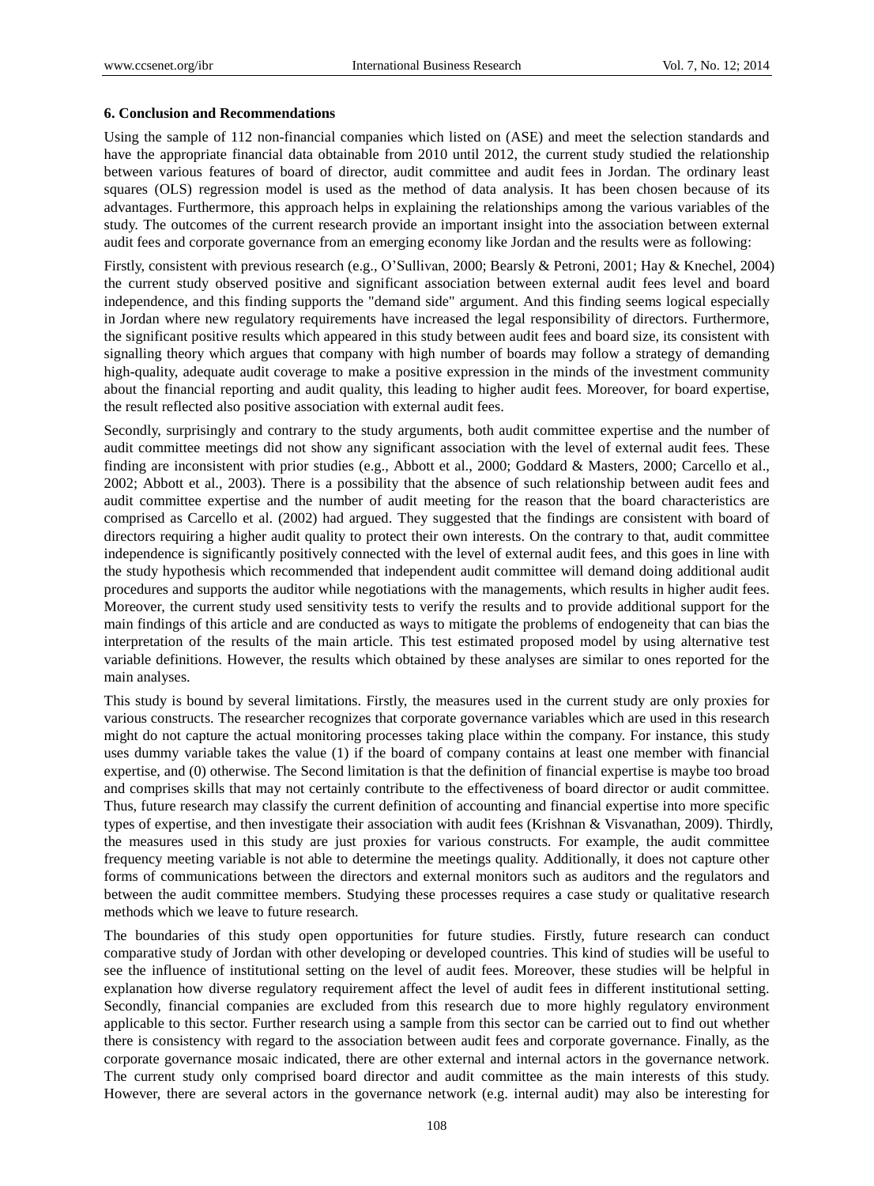### 6. Conclusion and Recommendations

Using the sample of 112 non-financial companies which listed on (ASE) and meet the selection standards and have the appropriate financial data obtainable from 2010 until 2012, the current study studied the relationship between various features of board of director, audit committee and audit fees in Jordan. The ordinary least squares (OLS) regression model is used as the method of data analysis. It has been chosen because of its advantages. Furthermore, this approach helps in explaining the relationships among the various variables of the study. The outcomes of the current research provide an important insight into the association between external audit fees and corporate governance from an emerging economy like Jordan and the results were as following:

Firstly, consistent with previous research (e.g., O'Sullivan, 2000; Bearsly & Petroni, 2001; Hay & Knechel, 2004) the current study observed positive and significant association between external audit fees level and board independence, and this finding supports the "demand side" argument. And this finding seems logical especially in Jordan where new regulatory requirements have increased the legal responsibility of directors. Furthermore, the significant positive results which appeared in this study between audit fees and board size, its consistent with signalling theory which argues that company with high number of boards may follow a strategy of demanding high-quality, adequate audit coverage to make a positive expression in the minds of the investment community about the financial reporting and audit quality, this leading to higher audit fees. Moreover, for board expertise, the result reflected also positive association with external audit fees.

Secondly, surprisingly and contrary to the study arguments, both audit committee expertise and the number of audit committee meetings did not show any significant association with the level of external audit fees. These finding are inconsistent with prior studies (e.g., Abbott et al., 2000; Goddard & Masters, 2000; Carcello et al., 2002; Abbott et al., 2003). There is a possibility that the absence of such relationship between audit fees and audit committee expertise and the number of audit meeting for the reason that the board characteristics are comprised as Carcello et al. (2002) had argued. They suggested that the findings are consistent with board of directors requiring a higher audit quality to protect their own interests. On the contrary to that, audit committee independence is significantly positively connected with the level of external audit fees, and this goes in line with the study hypothesis which recommended that independent audit committee will demand doing additional audit procedures and supports the auditor while negotiations with the managements, which results in higher audit fees. Moreover, the current study used sensitivity tests to verify the results and to provide additional support for the main findings of this article and are conducted as ways to mitigate the problems of endogeneity that can bias the interpretation of the results of the main article. This test estimated proposed model by using alternative test variable definitions. However, the results which obtained by these analyses are similar to ones reported for the main analyses.

This study is bound by several limitations. Firstly, the measures used in the current study are only proxies for various constructs. The researcher recognizes that corporate governance variables which are used in this research might do not capture the actual monitoring processes taking place within the company. For instance, this study uses dummy variable takes the value (1) if the board of company contains at least one member with financial expertise, and (0) otherwise. The Second limitation is that the definition of financial expertise is maybe too broad and comprises skills that may not certainly contribute to the effectiveness of board director or audit committee. Thus, future research may classify the current definition of accounting and financial expertise into more specific types of expertise, and then investigate their association with audit fees (Krishnan & Visvanathan, 2009). Thirdly, the measures used in this study are just proxies for various constructs. For example, the audit committee frequency meeting variable is not able to determine the meetings quality. Additionally, it does not capture other forms of communications between the directors and external monitors such as auditors and the regulators and between the audit committee members. Studying these processes requires a case study or qualitative research methods which we leave to future research.

The boundaries of this study open opportunities for future studies. Firstly, future research can conduct comparative study of Jordan with other developing or developed countries. This kind of studies will be useful to see the influence of institutional setting on the level of audit fees. Moreover, these studies will be helpful in explanation how diverse regulatory requirement affect the level of audit fees in different institutional setting. Secondly, financial companies are excluded from this research due to more highly regulatory environment applicable to this sector. Further research using a sample from this sector can be carried out to find out whether there is consistency with regard to the association between audit fees and corporate governance. Finally, as the corporate governance mosaic indicated, there are other external and internal actors in the governance network. The current study only comprised board director and audit committee as the main interests of this study. However, there are several actors in the governance network (e.g. internal audit) may also be interesting for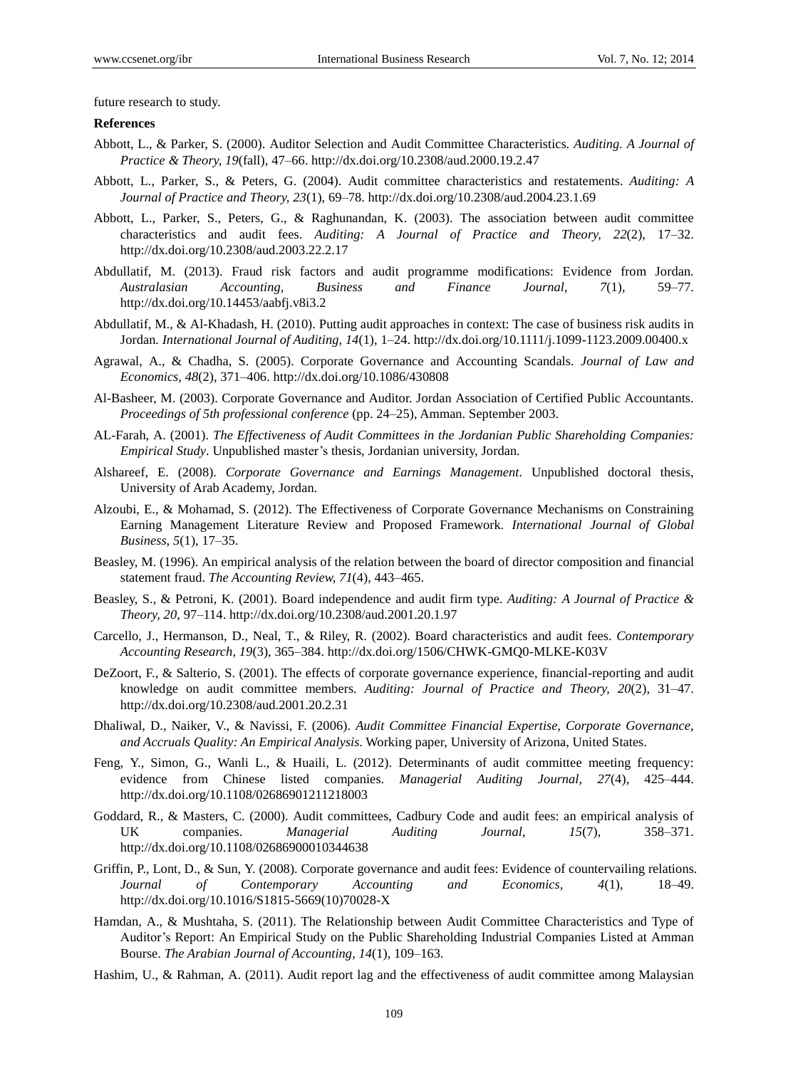future research to study.

**References**

Abbott, L., & Parker, S. (2000). Auditor Selection and Audit Committee Characteristics. *Auditing. A Journal of Practice & Theory, 19*(fall), 47–66. http://dx.doi.org/10.2308/aud.2000.19.2.47

Abbott, L., Parker, S., & Peters, G. (2004). Audit committee characteristics and restatements. *Auditing: A Journal of Practice and Theory, 23*(1), 69–78. http://dx.doi.org/10.2308/aud.2004.23.1.69

Abbott, L., Parker, S., Peters, G., & Raghunandan, K. (2003). The association between audit committee characteristics and audit fees. *Auditing: A Journal of Practice and Theory, 22*(2), 17–32. http://dx.doi.org/10.2308/aud.2003.22.2.17

Abdullatif, M. (2013). Fraud risk factors and audit programme modifications: Evidence from Jordan. *Australasian Accounting, Business and Finance Journal, 7*(1), 59–77. http://dx.doi.org/10.14453/aabfj.v8i3.2

Abdullatif, M., & Al-Khadash, H. (2010). Putting audit approaches in context: The case of business risk audits in Jordan. *International Journal of Auditing, 14*(1), 1–24. http://dx.doi.org/10.1111/j.1099-1123.2009.00400.x

Agrawal, A., & Chadha, S. (2005). Corporate Governance and Accounting Scandals. *Journal of Law and Economics, 48*(2), 371–406. http://dx.doi.org/10.1086/430808

Al-Basheer, M. (2003). Corporate Governance and Auditor. Jordan Association of Certified Public Accountants. *Proceedings of 5th professional conference* (pp. 24–25), Amman. September 2003.

AL-Farah, A. (2001). *The Effectiveness of Audit Committees in the Jordanian Public Shareholding Companies: Empirical Study*. Unpublished master's thesis, Jordanian university, Jordan.

Alshareef, E. (2008). *Corporate Governance and Earnings Management*. Unpublished doctoral thesis, University of Arab Academy, Jordan.

Alzoubi, E., & Mohamad, S. (2012). The Effectiveness of Corporate Governance Mechanisms on Constraining Earning Management Literature Review and Proposed Framework. *International Journal of Global Business, 5*(1), 17–35.

Beasley, M. (1996). An empirical analysis of the relation between the board of director composition and financial statement fraud. *The Accounting Review, 71*(4), 443–465.

Beasley, S., & Petroni, K. (2001). Board independence and audit firm type. *Auditing: A Journal of Practice & Theory, 20*, 97–114. http://dx.doi.org/10.2308/aud.2001.20.1.97

Carcello, J., Hermanson, D., Neal, T., & Riley, R. (2002). Board characteristics and audit fees. *Contemporary Accounting Research, 19*(3), 365–384. http://dx.doi.org/1506/CHWK-GMQ0-MLKE-K03V

DeZoort, F., & Salterio, S. (2001). The effects of corporate governance experience, financial-reporting and audit knowledge on audit committee members. *Auditing: Journal of Practice and Theory, 20*(2), 31–47. http://dx.doi.org/10.2308/aud.2001.20.2.31

Dhaliwal, D., Naiker, V., & Navissi, F. (2006). *Audit Committee Financial Expertise, Corporate Governance, and Accruals Quality: An Empirical Analysis*. Working paper, University of Arizona, United States.

Feng, Y., Simon, G., Wanli L., & Huaili, L. (2012). Determinants of audit committee meeting frequency: evidence from Chinese listed companies. *Managerial Auditing Journal, 27*(4), 425–444. http://dx.doi.org/10.1108/02686901211218003

Goddard, R., & Masters, C. (2000). Audit committees, Cadbury Code and audit fees: an empirical analysis of UK companies. *Managerial Auditing Journal*, *15*(7), 358–371. http://dx.doi.org/10.1108/02686900010344638

Griffin, P., Lont, D., & Sun, Y. (2008). Corporate governance and audit fees: Evidence of countervailing relations. *Journal of Contemporary Accounting and Economics, 4*(1), 18–49. http://dx.doi.org/10.1016/S1815-5669(10)70028-X

Hamdan, A., & Mushtaha, S. (2011). The Relationship between Audit Committee Characteristics and Type of Auditor's Report: An Empirical Study on the Public Shareholding Industrial Companies Listed at Amman Bourse. *The Arabian Journal of Accounting, 14*(1), 109–163.

Hashim, U., & Rahman, A. (2011). Audit report lag and the effectiveness of audit committee among Malaysian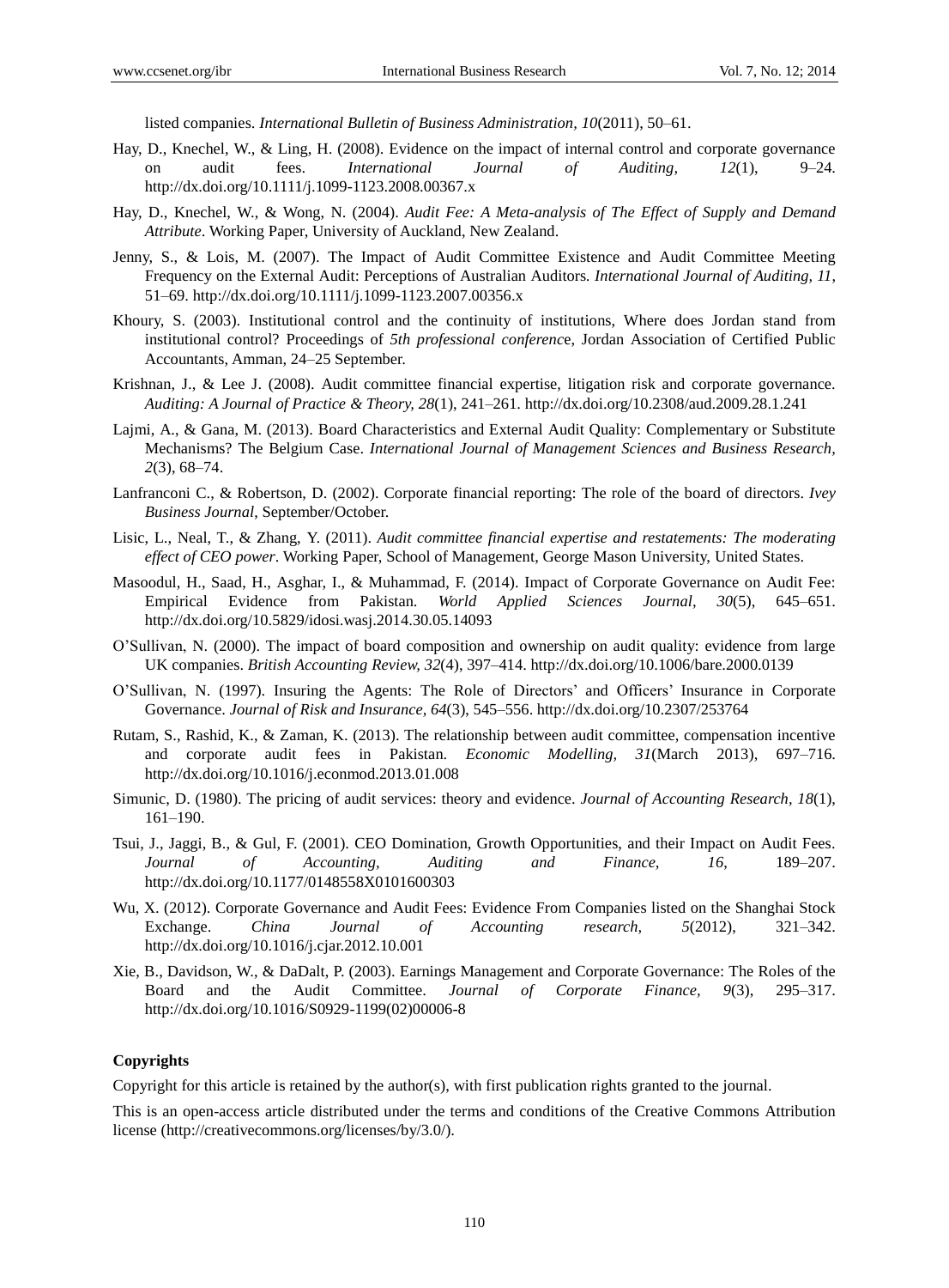listed companies. *International Bulletin of Business Administration, 10*(2011), 50–61.

Hay, D., Knechel, W., & Ling, H. (2008). Evidence on the impact of internal control and corporate governance on audit fees. *International Journal of Auditing, 12*(1), 9–24. http://dx.doi.org/10.1111/j.1099-1123.2008.00367.x

Hay, D., Knechel, W., & Wong, N. (2004). *Audit Fee: A Meta-analysis of The Effect of Supply and Demand Attribute*. Working Paper, University of Auckland, New Zealand.

Jenny, S., & Lois, M. (2007). The Impact of Audit Committee Existence and Audit Committee Meeting Frequency on the External Audit: Perceptions of Australian Auditors. *International Journal of Auditing, 11*, 51–69. http://dx.doi.org/10.1111/j.1099-1123.2007.00356.x

Khoury, S. (2003). Institutional control and the continuity of institutions, Where does Jordan stand from institutional control? Proceedings of *5th professional conference*, Jordan Association of Certified Public Accountants, Amman, 24–25 September.

Krishnan, J., & Lee J. (2008). Audit committee financial expertise, litigation risk and corporate governance. *Auditing: A Journal of Practice & Theory, 28*(1), 241–261. http://dx.doi.org/10.2308/aud.2009.28.1.241

Lajmi, A., & Gana, M. (2013). Board Characteristics and External Audit Quality: Complementary or Substitute Mechanisms? The Belgium Case. *International Journal of Management Sciences and Business Research, 2*(3), 68–74.

Lanfranconi C., & Robertson, D. (2002). Corporate financial reporting: The role of the board of directors. *Ivey Business Journal*, September/October.

Lisic, L., Neal, T., & Zhang, Y. (2011). *Audit committee financial expertise and restatements: The moderating effect of CEO power*. Working Paper, School of Management, George Mason University, United States.

Masoodul, H., Saad, H., Asghar, I., & Muhammad, F. (2014). Impact of Corporate Governance on Audit Fee: Empirical Evidence from Pakistan. *World Applied Sciences Journal, 30*(5), 645–651. http://dx.doi.org/10.5829/idosi.wasj.2014.30.05.14093

O'Sullivan, N. (2000). The impact of board composition and ownership on audit quality: evidence from large UK companies. *British Accounting Review, 32*(4), 397–414. http://dx.doi.org/10.1006/bare.2000.0139

O'Sullivan, N. (1997). Insuring the Agents: The Role of Directors' and Officers' Insurance in Corporate Governance. *Journal of Risk and Insurance, 64*(3), 545–556. http://dx.doi.org/10.2307/253764

Rutam, S., Rashid, K., & Zaman, K. (2013). The relationship between audit committee, compensation incentive and corporate audit fees in Pakistan. *Economic Modelling, 31*(March 2013), 697–716. http://dx.doi.org/10.1016/j.econmod.2013.01.008

Simunic, D. (1980). The pricing of audit services: theory and evidence. *Journal of Accounting Research, 18*(1), 161–190.

Tsui, J., Jaggi, B., & Gul, F. (2001). CEO Domination, Growth Opportunities, and their Impact on Audit Fees. *Journal of Accounting, Auditing and Finance, 16*, 189–207. http://dx.doi.org/10.1177/0148558X0101600303

Wu, X. (2012). Corporate Governance and Audit Fees: Evidence From Companies listed on the Shanghai Stock Exchange. *China Journal of Accounting research, 5*(2012), 321–342. http://dx.doi.org/10.1016/j.cjar.2012.10.001

Xie, B., Davidson, W., & DaDalt, P. (2003). Earnings Management and Corporate Governance: The Roles of the Board and the Audit Committee. *Journal of Corporate Finance, 9*(3), 295–317. http://dx.doi.org/10.1016/S0929-1199(02)00006-8

**Copyrights**

Copyright for this article is retained by the author(s), with first publication rights granted to the journal.

This is an open-access article distributed under the terms and conditions of the Creative Commons Attribution license (http://creativecommons.org/licenses/by/3.0/).